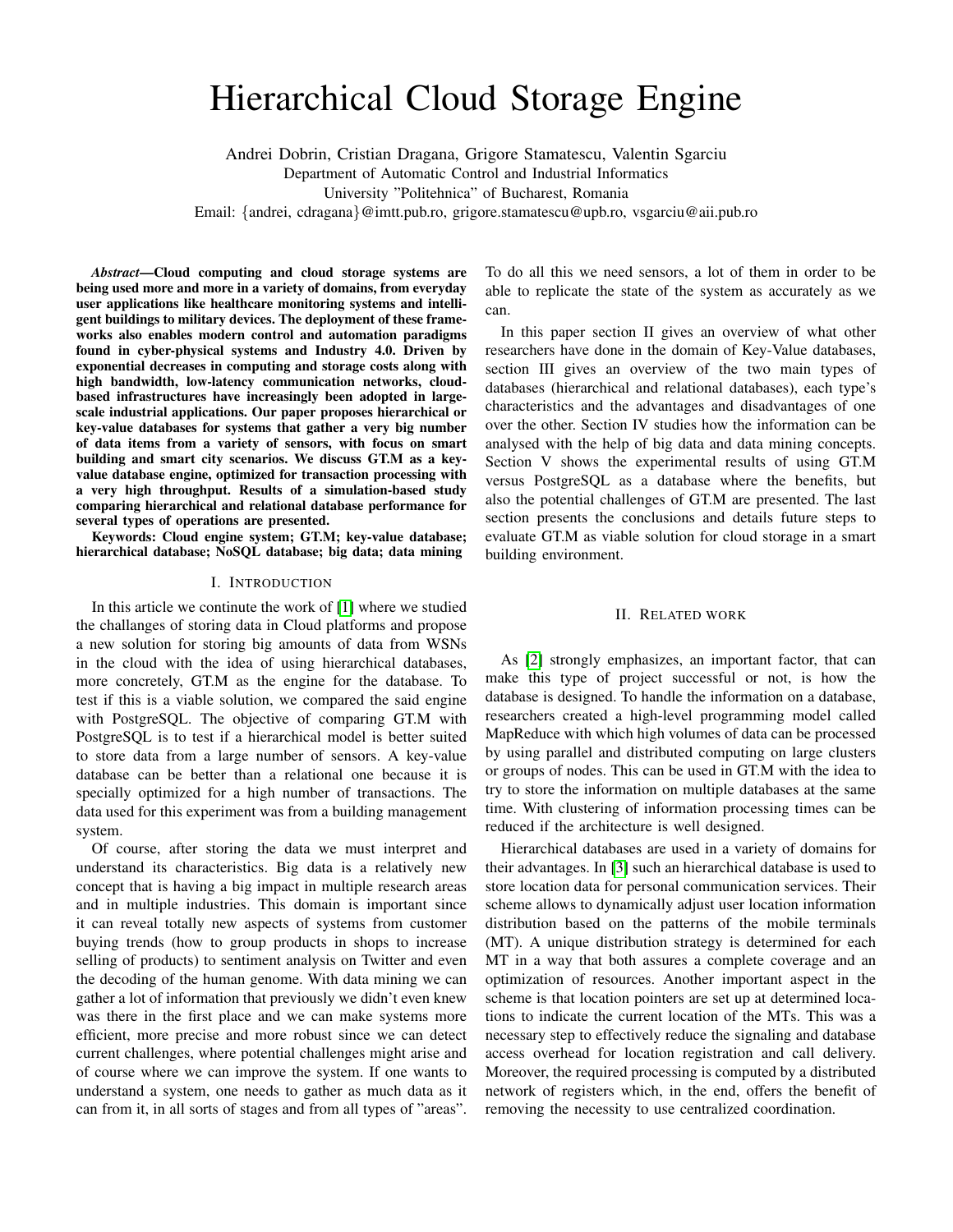# Hierarchical Cloud Storage Engine

Andrei Dobrin, Cristian Dragana, Grigore Stamatescu, Valentin Sgarciu
Department of Automatic Control and Industrial Informatics
University "Politehnica" of Bucharest, Romania
Email: {andrei, cdragana}@imtt.pub.ro, grigore.stamatescu@upb.ro, vsgarciu@aii.pub.ro

***Abstract*—Cloud computing and cloud storage systems are being used more and more in a variety of domains, from everyday user applications like healthcare monitoring systems and intelligent buildings to military devices. The deployment of these frameworks also enables modern control and automation paradigms found in cyber-physical systems and Industry 4.0. Driven by exponential decreases in computing and storage costs along with high bandwidth, low-latency communication networks, cloud-based infrastructures have increasingly been adopted in large-scale industrial applications. Our paper proposes hierarchical or key-value databases for systems that gather a very big number of data items from a variety of sensors, with focus on smart building and smart city scenarios. We discuss GT.M as a key-value database engine, optimized for transaction processing with a very high throughput. Results of a simulation-based study comparing hierarchical and relational database performance for several types of operations are presented.**

**Keywords: Cloud engine system; GT.M; key-value database; hierarchical database; NoSQL database; big data; data mining**

## I. Introduction

In this article we contintue the work of [1] where we studied the challanges of storing data in Cloud platforms and propose a new solution for storing big amounts of data from WSNs in the cloud with the idea of using hierarchical databases, more concretely, GT.M as the engine for the database. To test if this is a viable solution, we compared the said engine with PostgreSQL. The objective of comparing GT.M with PostgreSQL is to test if a hierarchical model is better suited to store data from a large number of sensors. A key-value database can be better than a relational one because it is specially optimized for a high number of transactions. The data used for this experiment was from a building management system.

Of course, after storing the data we must interpret and understand its characteristics. Big data is a relatively new concept that is having a big impact in multiple research areas and in multiple industries. This domain is important since it can reveal totally new aspects of systems from customer buying trends (how to group products in shops to increase selling of products) to sentiment analysis on Twitter and even the decoding of the human genome. With data mining we can gather a lot of information that previously we didn't even knew was there in the first place and we can make systems more efficient, more precise and more robust since we can detect current challenges, where potential challenges might arise and of course where we can improve the system. If one wants to understand a system, one needs to gather as much data as it can from it, in all sorts of stages and from all types of "areas". To do all this we need sensors, a lot of them in order to be able to replicate the state of the system as accurately as we can.

In this paper section II gives an overview of what other researchers have done in the domain of Key-Value databases, section III gives an overview of the two main types of databases (hierarchical and relational databases), each type's characteristics and the advantages and disadvantages of one over the other. Section IV studies how the information can be analysed with the help of big data and data mining concepts. Section V shows the experimental results of using GT.M versus PostgreSQL as a database where the benefits, but also the potential challenges of GT.M are presented. The last section presents the conclusions and details future steps to evaluate GT.M as viable solution for cloud storage in a smart building environment.

## II. Related work

As [2] strongly emphasizes, an important factor, that can make this type of project successful or not, is how the database is designed. To handle the information on a database, researchers created a high-level programming model called MapReduce with which high volumes of data can be processed by using parallel and distributed computing on large clusters or groups of nodes. This can be used in GT.M with the idea to try to store the information on multiple databases at the same time. With clustering of information processing times can be reduced if the architecture is well designed.

Hierarchical databases are used in a variety of domains for their advantages. In [3] such an hierarchical database is used to store location data for personal communication services. Their scheme allows to dynamically adjust user location information distribution based on the patterns of the mobile terminals (MT). A unique distribution strategy is determined for each MT in a way that both assures a complete coverage and an optimization of resources. Another important aspect in the scheme is that location pointers are set up at determined locations to indicate the current location of the MTs. This was a necessary step to effectively reduce the signaling and database access overhead for location registration and call delivery. Moreover, the required processing is computed by a distributed network of registers which, in the end, offers the benefit of removing the necessity to use centralized coordination.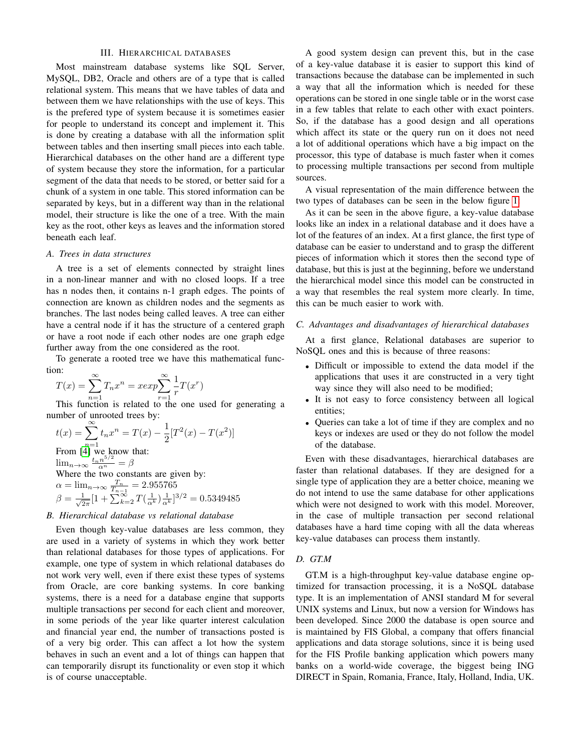## III. Hierarchical databases

Most mainstream database systems like SQL Server, MySQL, DB2, Oracle and others are of a type that is called relational system. This means that we have tables of data and between them we have relationships with the use of keys. This is the prefered type of system because it is sometimes easier for people to understand its concept and implement it. This is done by creating a database with all the information split between tables and then inserting small pieces into each table. Hierarchical databases on the other hand are a different type of system because they store the information, for a particular segment of the data that needs to be stored, or better said for a chunk of a system in one table. This stored information can be separated by keys, but in a different way than in the relational model, their structure is like the one of a tree. With the main key as the root, other keys as leaves and the information stored beneath each leaf.

### A. Trees in data structures

A tree is a set of elements connected by straight lines in a non-linear manner and with no closed loops. If a tree has n nodes then, it contains n-1 graph edges. The points of connection are known as children nodes and the segments as branches. The last nodes being called leaves. A tree can either have a central node if it has the structure of a centered graph or have a root node if each other nodes are one graph edge further away from the one considered as the root.

To generate a rooted tree we have this mathematical function:

$$T(x) = \sum_{n=1}^{\infty} T_n x^n = x exp \sum_{r=1}^{\infty} \frac{1}{r} T(x^r)$$

This function is related to the one used for generating a number of unrooted trees by:

$$t(x) = \sum_{n=1}^{\infty} t_n x^n = T(x) - \frac{1}{2}[T^2(x) - T(x^2)]$$

From [4] we know that:

$\lim_{n \to \infty} \frac{t_n n^{5/2}}{\alpha^n} = \beta$

Where the two constants are given by:

$\alpha = \lim_{n \to \infty} \frac{T_n}{T_{n-1}} = 2.955765$

$\beta = \frac{1}{\sqrt{2\pi}}[1 + \sum_{k=2}^{\infty} T(\frac{1}{\alpha^k})\frac{1}{\alpha^k}]^{3/2} = 0.5349485$

### B. Hierarchical database vs relational database

Even though key-value databases are less common, they are used in a variety of systems in which they work better than relational databases for those types of applications. For example, one type of system in which relational databases do not work very well, even if there exist these types of systems from Oracle, are core banking systems. In core banking systems, there is a need for a database engine that supports multiple transactions per second for each client and moreover, in some periods of the year like quarter interest calculation and financial year end, the number of transactions posted is of a very big order. This can affect a lot how the system behaves in such an event and a lot of things can happen that can temporarily disrupt its functionality or even stop it which is of course unacceptable.

A good system design can prevent this, but in the case of a key-value database it is easier to support this kind of transactions because the database can be implemented in such a way that all the information which is needed for these operations can be stored in one single table or in the worst case in a few tables that relate to each other with exact pointers. So, if the database has a good design and all operations which affect its state or the query run on it does not need a lot of additional operations which have a big impact on the processor, this type of database is much faster when it comes to processing multiple transactions per second from multiple sources.

A visual representation of the main difference between the two types of databases can be seen in the below figure 1.

As it can be seen in the above figure, a key-value database looks like an index in a relational database and it does have a lot of the features of an index. At a first glance, the first type of database can be easier to understand and to grasp the different pieces of information which it stores then the second type of database, but this is just at the beginning, before we understand the hierarchical model since this model can be constructed in a way that resembles the real system more clearly. In time, this can be much easier to work with.

### C. Advantages and disadvantages of hierarchical databases

At a first glance, Relational databases are superior to NoSQL ones and this is because of three reasons:

- Difficult or impossible to extend the data model if the applications that uses it are constructed in a very tight way since they will also need to be modified;
- It is not easy to force consistency between all logical entities;
- Queries can take a lot of time if they are complex and no keys or indexes are used or they do not follow the model of the database.

Even with these disadvantages, hierarchical databases are faster than relational databases. If they are designed for a single type of application they are a better choice, meaning we do not intend to use the same database for other applications which were not designed to work with this model. Moreover, in the case of multiple transaction per second relational databases have a hard time coping with all the data whereas key-value databases can process them instantly.

### D. GT.M

GT.M is a high-throughput key-value database engine optimized for transaction processing, it is a NoSQL database type. It is an implementation of ANSI standard M for several UNIX systems and Linux, but now a version for Windows has been developed. Since 2000 the database is open source and is maintained by FIS Global, a company that offers financial applications and data storage solutions, since it is being used for the FIS Profile banking application which powers many banks on a world-wide coverage, the biggest being ING DIRECT in Spain, Romania, France, Italy, Holland, India, UK.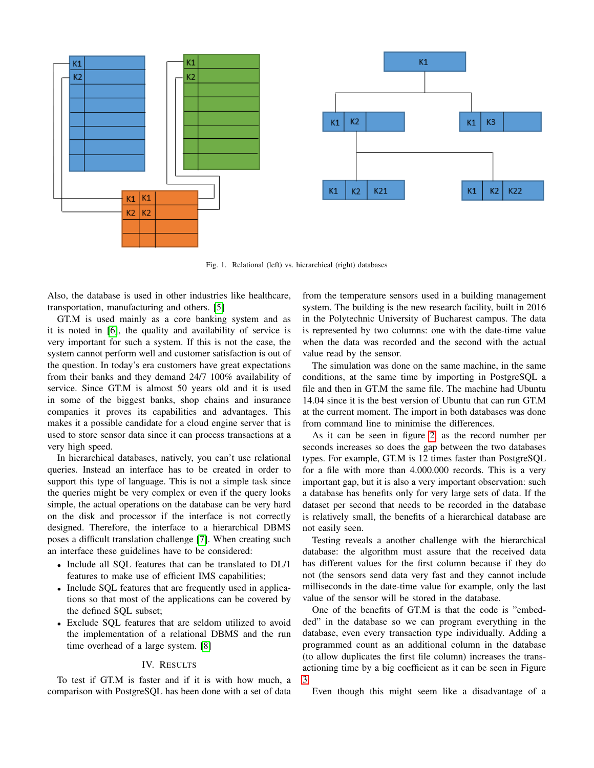Fig. 1. Relational (left) vs. hierarchical (right) databases

Also, the database is used in other industries like healthcare, transportation, manufacturing and others. [5]

GT.M is used mainly as a core banking system and as it is noted in [6], the quality and availability of service is very important for such a system. If this is not the case, the system cannot perform well and customer satisfaction is out of the question. In today's era customers have great expectations from their banks and they demand 24/7 100% availability of service. Since GT.M is almost 50 years old and it is used in some of the biggest banks, shop chains and insurance companies it proves its capabilities and advantages. This makes it a possible candidate for a cloud engine server that is used to store sensor data since it can process transactions at a very high speed.

In hierarchical databases, natively, you can't use relational queries. Instead an interface has to be created in order to support this type of language. This is not a simple task since the queries might be very complex or even if the query looks simple, the actual operations on the database can be very hard on the disk and processor if the interface is not correctly designed. Therefore, the interface to a hierarchical DBMS poses a difficult translation challenge [7]. When creating such an interface these guidelines have to be considered:

- Include all SQL features that can be translated to DL/1 features to make use of efficient IMS capabilities;
- Include SQL features that are frequently used in applications so that most of the applications can be covered by the defined SQL subset;
- Exclude SQL features that are seldom utilized to avoid the implementation of a relational DBMS and the run time overhead of a large system. [8]

## IV. Results

To test if GT.M is faster and if it is with how much, a comparison with PostgreSQL has been done with a set of data from the temperature sensors used in a building management system. The building is the new research facility, built in 2016 in the Polytechnic University of Bucharest campus. The data is represented by two columns: one with the date-time value when the data was recorded and the second with the actual value read by the sensor.

The simulation was done on the same machine, in the same conditions, at the same time by importing in PostgreSQL a file and then in GT.M the same file. The machine had Ubuntu 14.04 since it is the best version of Ubuntu that can run GT.M at the current moment. The import in both databases was done from command line to minimise the differences.

As it can be seen in figure 2 as the record number per seconds increases so does the gap between the two databases types. For example, GT.M is 12 times faster than PostgreSQL for a file with more than 4.000.000 records. This is a very important gap, but it is also a very important observation: such a database has benefits only for very large sets of data. If the dataset per second that needs to be recorded in the database is relatively small, the benefits of a hierarchical database are not easily seen.

Testing reveals a another challenge with the hierarchical database: the algorithm must assure that the received data has different values for the first column because if they do not (the sensors send data very fast and they cannot include milliseconds in the date-time value for example, only the last value of the sensor will be stored in the database.

One of the benefits of GT.M is that the code is "embedded" in the database so we can program everything in the database, even every transaction type individually. Adding a programmed count as an additional column in the database (to allow duplicates the first file column) increases the transactioning time by a big coefficient as it can be seen in Figure 3

Even though this might seem like a disadvantage of a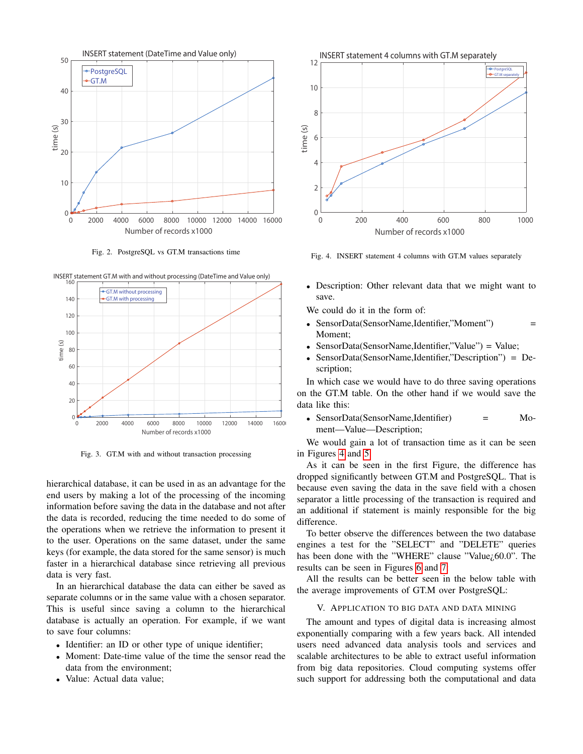Fig. 2. PostgreSQL vs GT.M transactions time

Fig. 3. GT.M with and without transaction processing

hierarchical database, it can be used in as an advantage for the end users by making a lot of the processing of the incoming information before saving the data in the database and not after the data is recorded, reducing the time needed to do some of the operations when we retrieve the information to present it to the user. Operations on the same dataset, under the same keys (for example, the data stored for the same sensor) is much faster in a hierarchical database since retrieving all previous data is very fast.

In an hierarchical database the data can either be saved as separate columns or in the same value with a chosen separator. This is useful since saving a column to the hierarchical database is actually an operation. For example, if we want to save four columns:

- Identifier: an ID or other type of unique identifier;
- Moment: Date-time value of the time the sensor read the data from the environment;
- Value: Actual data value;

Fig. 4. INSERT statement 4 columns with GT.M values separately

- Description: Other relevant data that we might want to save.

We could do it in the form of:

- SensorData(SensorName,Identifier,"Moment") = Moment;
- SensorData(SensorName,Identifier,"Value") = Value;
- SensorData(SensorName,Identifier,"Description") = Description;

In which case we would have to do three saving operations on the GT.M table. On the other hand if we would save the data like this:

- SensorData(SensorName,Identifier) = Moment—Value—Description;

We would gain a lot of transaction time as it can be seen in Figures 4 and 5.

As it can be seen in the first Figure, the difference has dropped significantly between GT.M and PostgreSQL. That is because even saving the data in the save field with a chosen separator a little processing of the transaction is required and an additional if statement is mainly responsible for the big difference.

To better observe the differences between the two database engines a test for the "SELECT" and "DELETE" queries has been done with the "WHERE" clause "Value¿60.0". The results can be seen in Figures 6 and 7.

All the results can be better seen in the below table with the average improvements of GT.M over PostgreSQL:

## V. Application to Big Data and Data Mining

The amount and types of digital data is increasing almost exponentially comparing with a few years back. All intended users need advanced data analysis tools and services and scalable architectures to be able to extract useful information from big data repositories. Cloud computing systems offer such support for addressing both the computational and data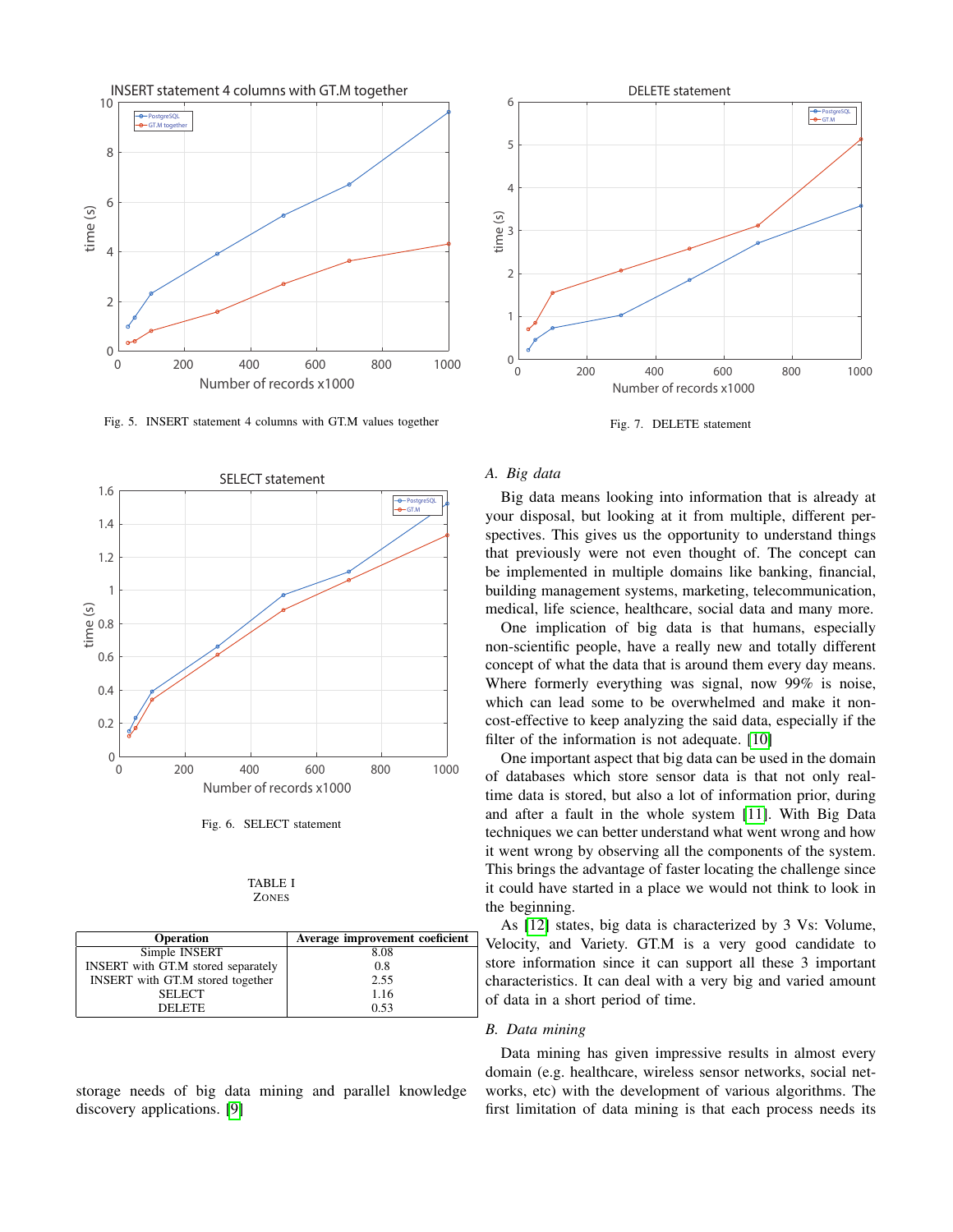Fig. 5. INSERT statement 4 columns with GT.M values together

Fig. 6. SELECT statement

TABLE I
ZONES

| Operation | Average improvement coeficient |
|---|---|
| Simple INSERT | 8.08 |
| INSERT with GT.M stored separately | 0.8 |
| INSERT with GT.M stored together | 2.55 |
| SELECT | 1.16 |
| DELETE | 0.53 |

storage needs of big data mining and parallel knowledge discovery applications. [9]

Fig. 7. DELETE statement

### A. Big data

Big data means looking into information that is already at your disposal, but looking at it from multiple, different perspectives. This gives us the opportunity to understand things that previously were not even thought of. The concept can be implemented in multiple domains like banking, financial, building management systems, marketing, telecommunication, medical, life science, healthcare, social data and many more.

One implication of big data is that humans, especially non-scientific people, have a really new and totally different concept of what the data that is around them every day means. Where formerly everything was signal, now 99% is noise, which can lead some to be overwhelmed and make it non-cost-effective to keep analyzing the said data, especially if the filter of the information is not adequate. [10]

One important aspect that big data can be used in the domain of databases which store sensor data is that not only real-time data is stored, but also a lot of information prior, during and after a fault in the whole system [11]. With Big Data techniques we can better understand what went wrong and how it went wrong by observing all the components of the system. This brings the advantage of faster locating the challenge since it could have started in a place we would not think to look in the beginning.

As [12] states, big data is characterized by 3 Vs: Volume, Velocity, and Variety. GT.M is a very good candidate to store information since it can support all these 3 important characteristics. It can deal with a very big and varied amount of data in a short period of time.

### B. Data mining

Data mining has given impressive results in almost every domain (e.g. healthcare, wireless sensor networks, social networks, etc) with the development of various algorithms. The first limitation of data mining is that each process needs its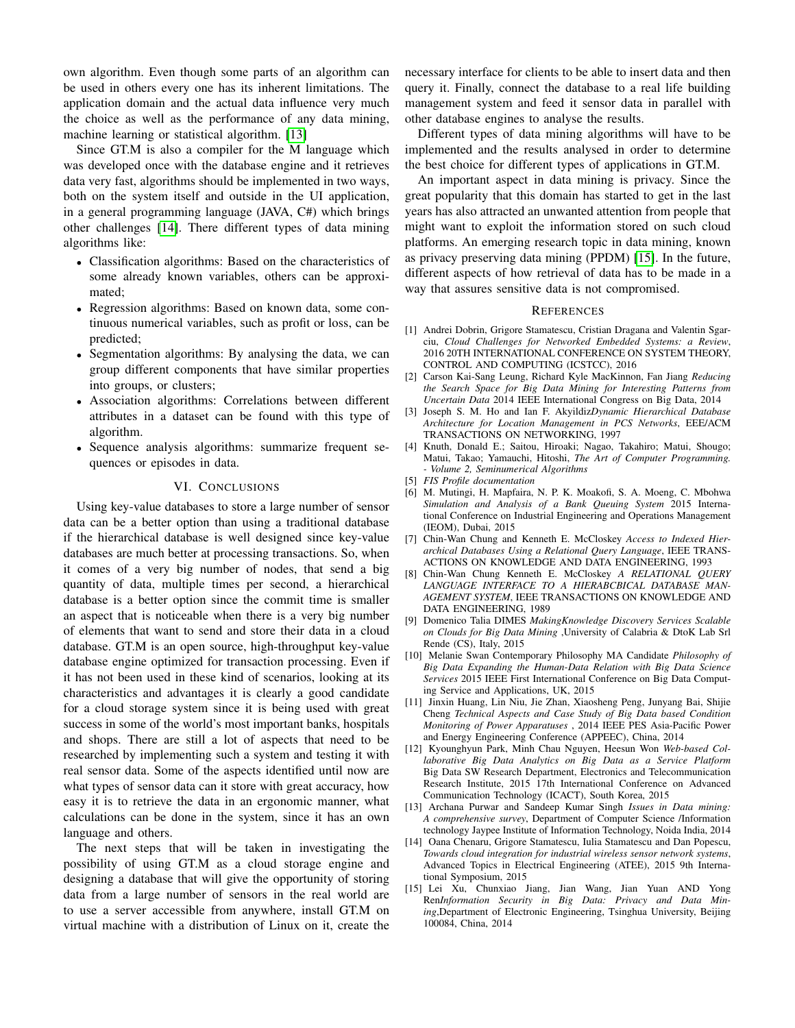own algorithm. Even though some parts of an algorithm can be used in others every one has its inherent limitations. The application domain and the actual data influence very much the choice as well as the performance of any data mining, machine learning or statistical algorithm. [13]

Since GT.M is also a compiler for the M language which was developed once with the database engine and it retrieves data very fast, algorithms should be implemented in two ways, both on the system itself and outside in the UI application, in a general programming language (JAVA, C#) which brings other challenges [14]. There different types of data mining algorithms like:

- Classification algorithms: Based on the characteristics of some already known variables, others can be approximated;
- Regression algorithms: Based on known data, some continuous numerical variables, such as profit or loss, can be predicted;
- Segmentation algorithms: By analysing the data, we can group different components that have similar properties into groups, or clusters;
- Association algorithms: Correlations between different attributes in a dataset can be found with this type of algorithm.
- Sequence analysis algorithms: summarize frequent sequences or episodes in data.

## VI. Conclusions

Using key-value databases to store a large number of sensor data can be a better option than using a traditional database if the hierarchical database is well designed since key-value databases are much better at processing transactions. So, when it comes of a very big number of nodes, that send a big quantity of data, multiple times per second, a hierarchical database is a better option since the commit time is smaller an aspect that is noticeable when there is a very big number of elements that want to send and store their data in a cloud database. GT.M is an open source, high-throughput key-value database engine optimized for transaction processing. Even if it has not been used in these kind of scenarios, looking at its characteristics and advantages it is clearly a good candidate for a cloud storage system since it is being used with great success in some of the world's most important banks, hospitals and shops. There are still a lot of aspects that need to be researched by implementing such a system and testing it with real sensor data. Some of the aspects identified until now are what types of sensor data can it store with great accuracy, how easy it is to retrieve the data in an ergonomic manner, what calculations can be done in the system, since it has an own language and others.

The next steps that will be taken in investigating the possibility of using GT.M as a cloud storage engine and designing a database that will give the opportunity of storing data from a large number of sensors in the real world are to use a server accessible from anywhere, install GT.M on virtual machine with a distribution of Linux on it, create the necessary interface for clients to be able to insert data and then query it. Finally, connect the database to a real life building management system and feed it sensor data in parallel with other database engines to analyse the results.

Different types of data mining algorithms will have to be implemented and the results analysed in order to determine the best choice for different types of applications in GT.M.

An important aspect in data mining is privacy. Since the great popularity that this domain has started to get in the last years has also attracted an unwanted attention from people that might want to exploit the information stored on such cloud platforms. An emerging research topic in data mining, known as privacy preserving data mining (PPDM) [15]. In the future, different aspects of how retrieval of data has to be made in a way that assures sensitive data is not compromised.

## References

[1] Andrei Dobrin, Grigore Stamatescu, Cristian Dragana and Valentin Sgarciu, *Cloud Challenges for Networked Embedded Systems: a Review*, 2016 20TH INTERNATIONAL CONFERENCE ON SYSTEM THEORY, CONTROL AND COMPUTING (ICSTCC), 2016

[2] Carson Kai-Sang Leung, Richard Kyle MacKinnon, Fan Jiang *Reducing the Search Space for Big Data Mining for Interesting Patterns from Uncertain Data* 2014 IEEE International Congress on Big Data, 2014

[3] Joseph S. M. Ho and Ian F. Akyildiz*Dynamic Hierarchical Database Architecture for Location Management in PCS Networks*, EEE/ACM TRANSACTIONS ON NETWORKING, 1997

[4] Knuth, Donald E.; Saitou, Hiroaki; Nagao, Takahiro; Matui, Shougo; Matui, Takao; Yamauchi, Hitoshi, *The Art of Computer Programming. - Volume 2, Seminumerical Algorithms*

[5] *FIS Profile documentation*

[6] M. Mutingi, H. Mapfaira, N. P. K. Moakofi, S. A. Moeng, C. Mbohwa *Simulation and Analysis of a Bank Queuing System* 2015 International Conference on Industrial Engineering and Operations Management (IEOM), Dubai, 2015

[7] Chin-Wan Chung and Kenneth E. McCloskey *Access to Indexed Hierarchical Databases Using a Relational Query Language*, IEEE TRANSACTIONS ON KNOWLEDGE AND DATA ENGINEERING, 1993

[8] Chin-Wan Chung Kenneth E. McCloskey *A RELATIONAL QUERY LANGUAGE INTERFACE TO A HIERABCBICAL DATABASE MANAGEMENT SYSTEM*, IEEE TRANSACTIONS ON KNOWLEDGE AND DATA ENGINEERING, 1989

[9] Domenico Talia DIMES *MakingKnowledge Discovery Services Scalable on Clouds for Big Data Mining* ,University of Calabria & DtoK Lab Srl Rende (CS), Italy, 2015

[10] Melanie Swan Contemporary Philosophy MA Candidate *Philosophy of Big Data Expanding the Human-Data Relation with Big Data Science Services* 2015 IEEE First International Conference on Big Data Computing Service and Applications, UK, 2015

[11] Jinxin Huang, Lin Niu, Jie Zhan, Xiaosheng Peng, Junyang Bai, Shijie Cheng *Technical Aspects and Case Study of Big Data based Condition Monitoring of Power Apparatuses* , 2014 IEEE PES Asia-Pacific Power and Energy Engineering Conference (APPEEC), China, 2014

[12] Kyounghyun Park, Minh Chau Nguyen, Heesun Won *Web-based Collaborative Big Data Analytics on Big Data as a Service Platform* Big Data SW Research Department, Electronics and Telecommunication Research Institute, 2015 17th International Conference on Advanced Communication Technology (ICACT), South Korea, 2015

[13] Archana Purwar and Sandeep Kumar Singh *Issues in Data mining: A comprehensive survey*, Department of Computer Science /Information technology Jaypee Institute of Information Technology, Noida India, 2014

[14] Oana Chenaru, Grigore Stamatescu, Iulia Stamatescu and Dan Popescu, *Towards cloud integration for industrial wireless sensor network systems*, Advanced Topics in Electrical Engineering (ATEE), 2015 9th International Symposium, 2015

[15] Lei Xu, Chunxiao Jiang, Jian Wang, Jian Yuan AND Yong Ren*Information Security in Big Data: Privacy and Data Mining*,Department of Electronic Engineering, Tsinghua University, Beijing 100084, China, 2014